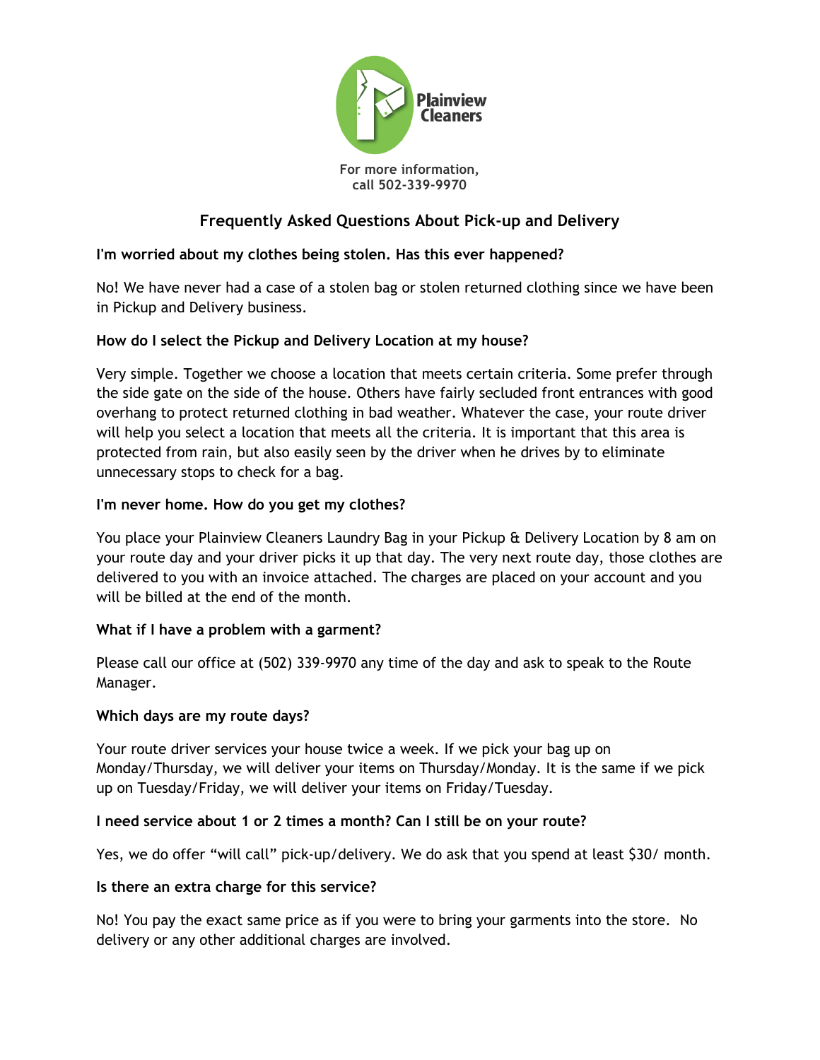Plainview Cleaners

For more information,
call 502-339-9970

## Frequently Asked Questions About Pick-up and Delivery

**I'm worried about my clothes being stolen. Has this ever happened?**

No! We have never had a case of a stolen bag or stolen returned clothing since we have been in Pickup and Delivery business.

**How do I select the Pickup and Delivery Location at my house?**

Very simple. Together we choose a location that meets certain criteria. Some prefer through the side gate on the side of the house. Others have fairly secluded front entrances with good overhang to protect returned clothing in bad weather. Whatever the case, your route driver will help you select a location that meets all the criteria. It is important that this area is protected from rain, but also easily seen by the driver when he drives by to eliminate unnecessary stops to check for a bag.

**I'm never home. How do you get my clothes?**

You place your Plainview Cleaners Laundry Bag in your Pickup & Delivery Location by 8 am on your route day and your driver picks it up that day. The very next route day, those clothes are delivered to you with an invoice attached. The charges are placed on your account and you will be billed at the end of the month.

**What if I have a problem with a garment?**

Please call our office at (502) 339-9970 any time of the day and ask to speak to the Route Manager.

**Which days are my route days?**

Your route driver services your house twice a week. If we pick your bag up on Monday/Thursday, we will deliver your items on Thursday/Monday. It is the same if we pick up on Tuesday/Friday, we will deliver your items on Friday/Tuesday.

**I need service about 1 or 2 times a month? Can I still be on your route?**

Yes, we do offer "will call" pick-up/delivery. We do ask that you spend at least $30/ month.

**Is there an extra charge for this service?**

No! You pay the exact same price as if you were to bring your garments into the store. No delivery or any other additional charges are involved.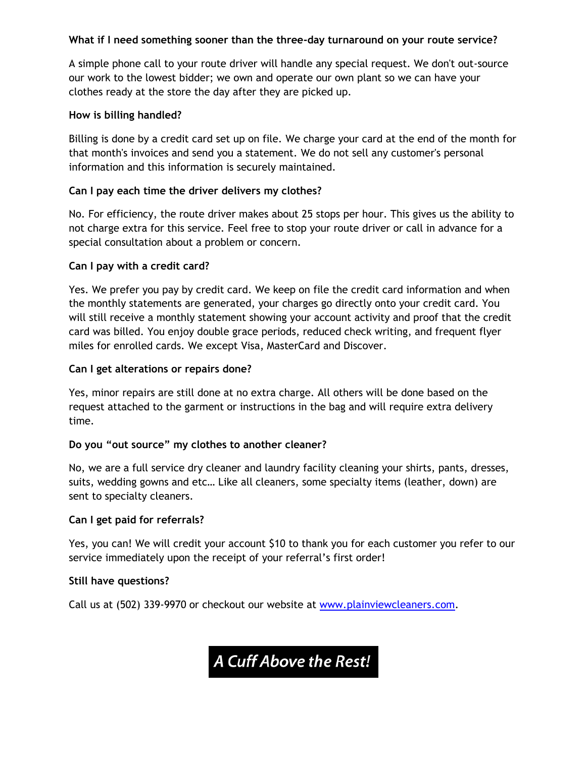**What if I need something sooner than the three-day turnaround on your route service?**

A simple phone call to your route driver will handle any special request. We don't out-source our work to the lowest bidder; we own and operate our own plant so we can have your clothes ready at the store the day after they are picked up.

**How is billing handled?**

Billing is done by a credit card set up on file. We charge your card at the end of the month for that month's invoices and send you a statement. We do not sell any customer's personal information and this information is securely maintained.

**Can I pay each time the driver delivers my clothes?**

No. For efficiency, the route driver makes about 25 stops per hour. This gives us the ability to not charge extra for this service. Feel free to stop your route driver or call in advance for a special consultation about a problem or concern.

**Can I pay with a credit card?**

Yes. We prefer you pay by credit card. We keep on file the credit card information and when the monthly statements are generated, your charges go directly onto your credit card. You will still receive a monthly statement showing your account activity and proof that the credit card was billed. You enjoy double grace periods, reduced check writing, and frequent flyer miles for enrolled cards. We except Visa, MasterCard and Discover.

**Can I get alterations or repairs done?**

Yes, minor repairs are still done at no extra charge. All others will be done based on the request attached to the garment or instructions in the bag and will require extra delivery time.

**Do you "out source" my clothes to another cleaner?**

No, we are a full service dry cleaner and laundry facility cleaning your shirts, pants, dresses, suits, wedding gowns and etc… Like all cleaners, some specialty items (leather, down) are sent to specialty cleaners.

**Can I get paid for referrals?**

Yes, you can! We will credit your account $10 to thank you for each customer you refer to our service immediately upon the receipt of your referral's first order!

**Still have questions?**

Call us at (502) 339-9970 or checkout our website at [www.plainviewcleaners.com](http://www.plainviewcleaners.com).

***A Cuff Above the Rest!***